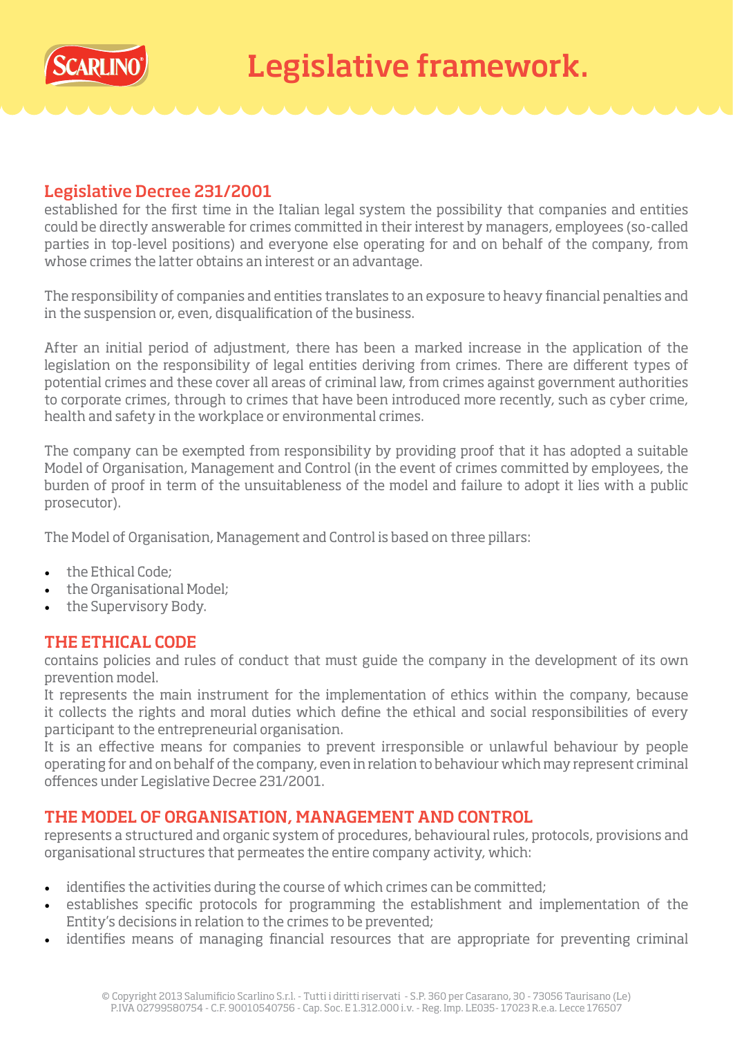# Legislative framework.

## Legislative Decree 231/2001

established for the first time in the Italian legal system the possibility that companies and entities could be directly answerable for crimes committed in their interest by managers, employees (so-called parties in top-level positions) and everyone else operating for and on behalf of the company, from whose crimes the latter obtains an interest or an advantage.

The responsibility of companies and entities translates to an exposure to heavy financial penalties and in the suspension or, even, disqualification of the business.

After an initial period of adjustment, there has been a marked increase in the application of the legislation on the responsibility of legal entities deriving from crimes. There are different types of potential crimes and these cover all areas of criminal law, from crimes against government authorities to corporate crimes, through to crimes that have been introduced more recently, such as cyber crime, health and safety in the workplace or environmental crimes.

The company can be exempted from responsibility by providing proof that it has adopted a suitable Model of Organisation, Management and Control (in the event of crimes committed by employees, the burden of proof in term of the unsuitableness of the model and failure to adopt it lies with a public prosecutor).

The Model of Organisation, Management and Control is based on three pillars:

- the Ethical Code;
- the Organisational Model;
- the Supervisory Body.

## THE ETHICAL CODE

contains policies and rules of conduct that must guide the company in the development of its own prevention model.

It represents the main instrument for the implementation of ethics within the company, because it collects the rights and moral duties which define the ethical and social responsibilities of every participant to the entrepreneurial organisation.

It is an effective means for companies to prevent irresponsible or unlawful behaviour by people operating for and on behalf of the company, even in relation to behaviour which may represent criminal offences under Legislative Decree 231/2001.

## THE MODEL OF ORGANISATION, MANAGEMENT AND CONTROL

represents a structured and organic system of procedures, behavioural rules, protocols, provisions and organisational structures that permeates the entire company activity, which:

- identifies the activities during the course of which crimes can be committed;
- establishes specific protocols for programming the establishment and implementation of the Entity's decisions in relation to the crimes to be prevented;
- identifies means of managing financial resources that are appropriate for preventing criminal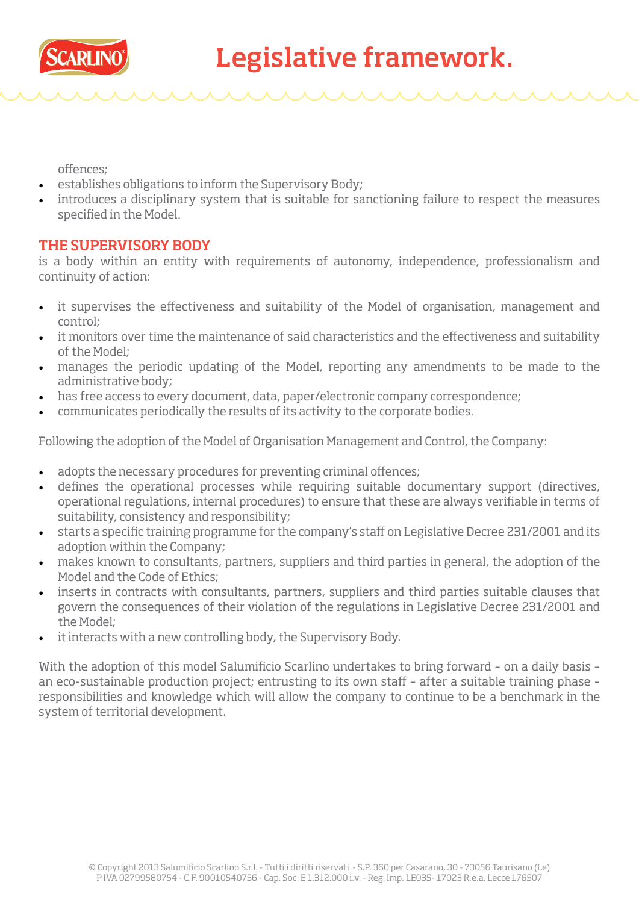# Legislative framework.

offences;

- establishes obligations to inform the Supervisory Body;
- introduces a disciplinary system that is suitable for sanctioning failure to respect the measures specified in the Model.

## THE SUPERVISORY BODY

is a body within an entity with requirements of autonomy, independence, professionalism and continuity of action:

- it supervises the effectiveness and suitability of the Model of organisation, management and control;
- it monitors over time the maintenance of said characteristics and the effectiveness and suitability of the Model;
- manages the periodic updating of the Model, reporting any amendments to be made to the administrative body;
- has free access to every document, data, paper/electronic company correspondence;
- communicates periodically the results of its activity to the corporate bodies.

Following the adoption of the Model of Organisation Management and Control, the Company:

- adopts the necessary procedures for preventing criminal offences;
- defines the operational processes while requiring suitable documentary support (directives, operational regulations, internal procedures) to ensure that these are always verifiable in terms of suitability, consistency and responsibility;
- starts a specific training programme for the company's staff on Legislative Decree 231/2001 and its adoption within the Company;
- makes known to consultants, partners, suppliers and third parties in general, the adoption of the Model and the Code of Ethics;
- inserts in contracts with consultants, partners, suppliers and third parties suitable clauses that govern the consequences of their violation of the regulations in Legislative Decree 231/2001 and the Model;
- it interacts with a new controlling body, the Supervisory Body.

With the adoption of this model Salumificio Scarlino undertakes to bring forward - on a daily basis - an eco-sustainable production project; entrusting to its own staff - after a suitable training phase - responsibilities and knowledge which will allow the company to continue to be a benchmark in the system of territorial development.